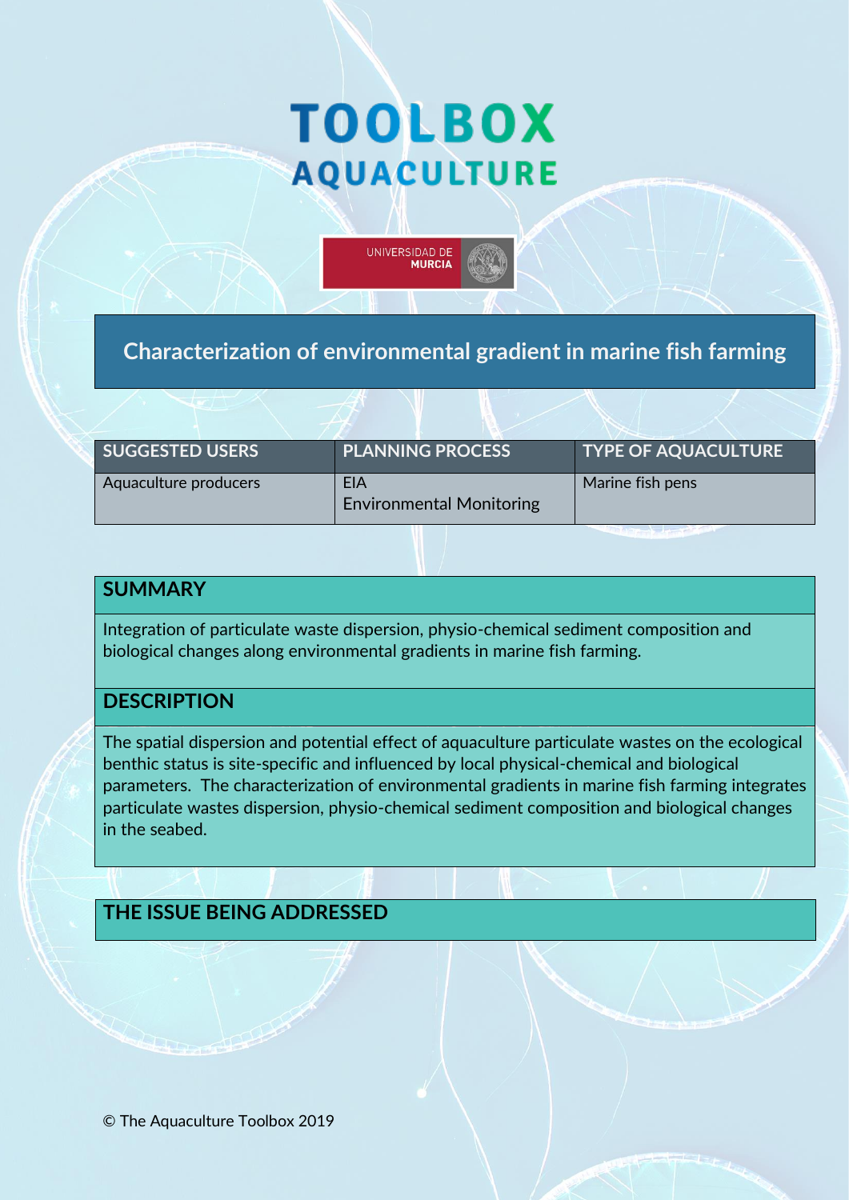# TOOLBOX AQUACULTURE

UNIVERSIDAD DE MURCIA

## Characterization of environmental gradient in marine fish farming

| SUGGESTED USERS | PLANNING PROCESS | TYPE OF AQUACULTURE |
| --- | --- | --- |
| Aquaculture producers | EIA<br>Environmental Monitoring | Marine fish pens |

## SUMMARY

Integration of particulate waste dispersion, physio-chemical sediment composition and biological changes along environmental gradients in marine fish farming.

## DESCRIPTION

The spatial dispersion and potential effect of aquaculture particulate wastes on the ecological benthic status is site-specific and influenced by local physical-chemical and biological parameters. The characterization of environmental gradients in marine fish farming integrates particulate wastes dispersion, physio-chemical sediment composition and biological changes in the seabed.

## THE ISSUE BEING ADDRESSED

© The Aquaculture Toolbox 2019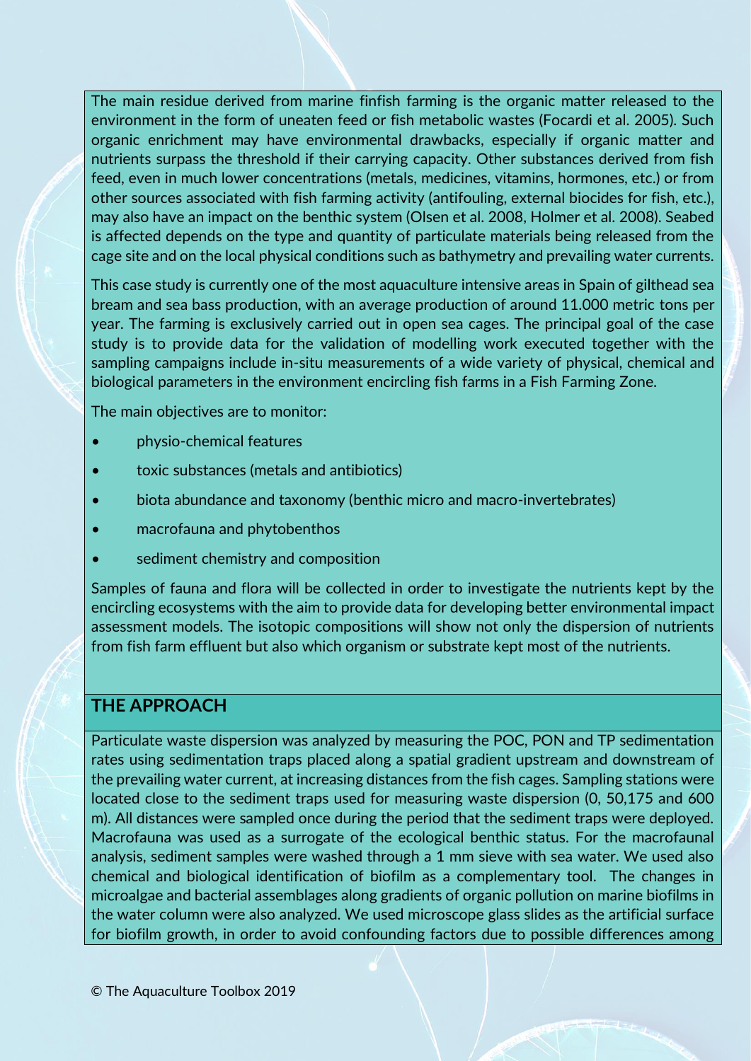The main residue derived from marine finfish farming is the organic matter released to the environment in the form of uneaten feed or fish metabolic wastes (Focardi et al. 2005). Such organic enrichment may have environmental drawbacks, especially if organic matter and nutrients surpass the threshold if their carrying capacity. Other substances derived from fish feed, even in much lower concentrations (metals, medicines, vitamins, hormones, etc.) or from other sources associated with fish farming activity (antifouling, external biocides for fish, etc.), may also have an impact on the benthic system (Olsen et al. 2008, Holmer et al. 2008). Seabed is affected depends on the type and quantity of particulate materials being released from the cage site and on the local physical conditions such as bathymetry and prevailing water currents.

This case study is currently one of the most aquaculture intensive areas in Spain of gilthead sea bream and sea bass production, with an average production of around 11.000 metric tons per year. The farming is exclusively carried out in open sea cages. The principal goal of the case study is to provide data for the validation of modelling work executed together with the sampling campaigns include in-situ measurements of a wide variety of physical, chemical and biological parameters in the environment encircling fish farms in a Fish Farming Zone.

The main objectives are to monitor:

- physio-chemical features
- toxic substances (metals and antibiotics)
- biota abundance and taxonomy (benthic micro and macro-invertebrates)
- macrofauna and phytobenthos
- sediment chemistry and composition

Samples of fauna and flora will be collected in order to investigate the nutrients kept by the encircling ecosystems with the aim to provide data for developing better environmental impact assessment models. The isotopic compositions will show not only the dispersion of nutrients from fish farm effluent but also which organism or substrate kept most of the nutrients.

## THE APPROACH

Particulate waste dispersion was analyzed by measuring the POC, PON and TP sedimentation rates using sedimentation traps placed along a spatial gradient upstream and downstream of the prevailing water current, at increasing distances from the fish cages. Sampling stations were located close to the sediment traps used for measuring waste dispersion (0, 50,175 and 600 m). All distances were sampled once during the period that the sediment traps were deployed. Macrofauna was used as a surrogate of the ecological benthic status. For the macrofaunal analysis, sediment samples were washed through a 1 mm sieve with sea water. We used also chemical and biological identification of biofilm as a complementary tool. The changes in microalgae and bacterial assemblages along gradients of organic pollution on marine biofilms in the water column were also analyzed. We used microscope glass slides as the artificial surface for biofilm growth, in order to avoid confounding factors due to possible differences among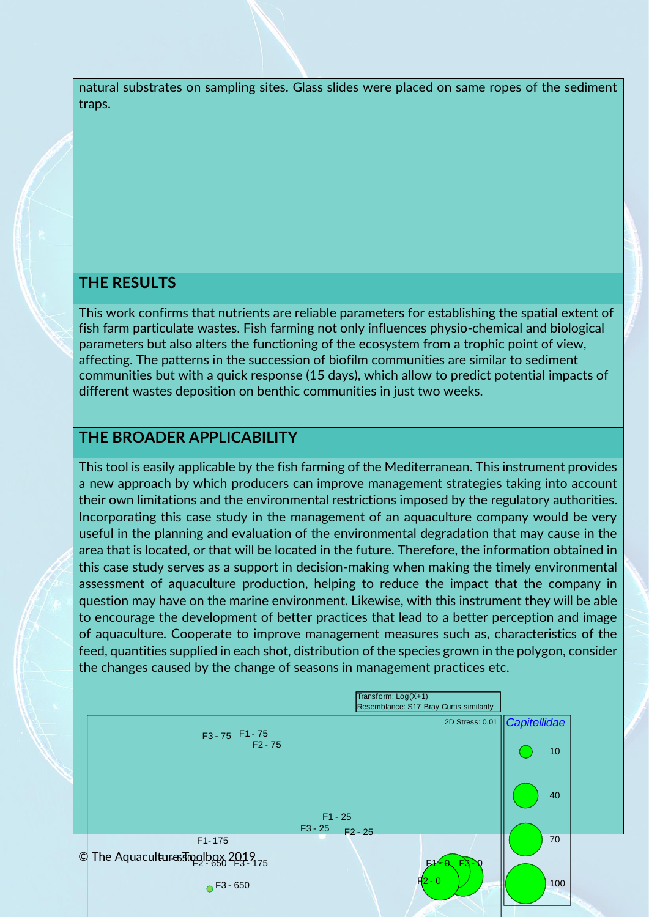natural substrates on sampling sites. Glass slides were placed on same ropes of the sediment traps.

## THE RESULTS

This work confirms that nutrients are reliable parameters for establishing the spatial extent of fish farm particulate wastes. Fish farming not only influences physio-chemical and biological parameters but also alters the functioning of the ecosystem from a trophic point of view, affecting. The patterns in the succession of biofilm communities are similar to sediment communities but with a quick response (15 days), which allow to predict potential impacts of different wastes deposition on benthic communities in just two weeks.

## THE BROADER APPLICABILITY

This tool is easily applicable by the fish farming of the Mediterranean. This instrument provides a new approach by which producers can improve management strategies taking into account their own limitations and the environmental restrictions imposed by the regulatory authorities. Incorporating this case study in the management of an aquaculture company would be very useful in the planning and evaluation of the environmental degradation that may cause in the area that is located, or that will be located in the future. Therefore, the information obtained in this case study serves as a support in decision-making when making the timely environmental assessment of aquaculture production, helping to reduce the impact that the company in question may have on the marine environment. Likewise, with this instrument they will be able to encourage the development of better practices that lead to a better perception and image of aquaculture. Cooperate to improve management measures such as, characteristics of the feed, quantities supplied in each shot, distribution of the species grown in the polygon, consider the changes caused by the change of seasons in management practices etc.

Transform: Log(X+1)
Resemblance: S17 Bray Curtis similarity

2D Stress: 0.01

*Capitellidae*: 10, 40, 70, 100

F3 - 75, F1 - 75, F2 - 75, F1 - 25, F3 - 25, F2 - 25, F1 - 175, F1 - 650, F2 - 650, F3 - 175, F3 - 650, F1 - 0, F3 - 0, F2 - 0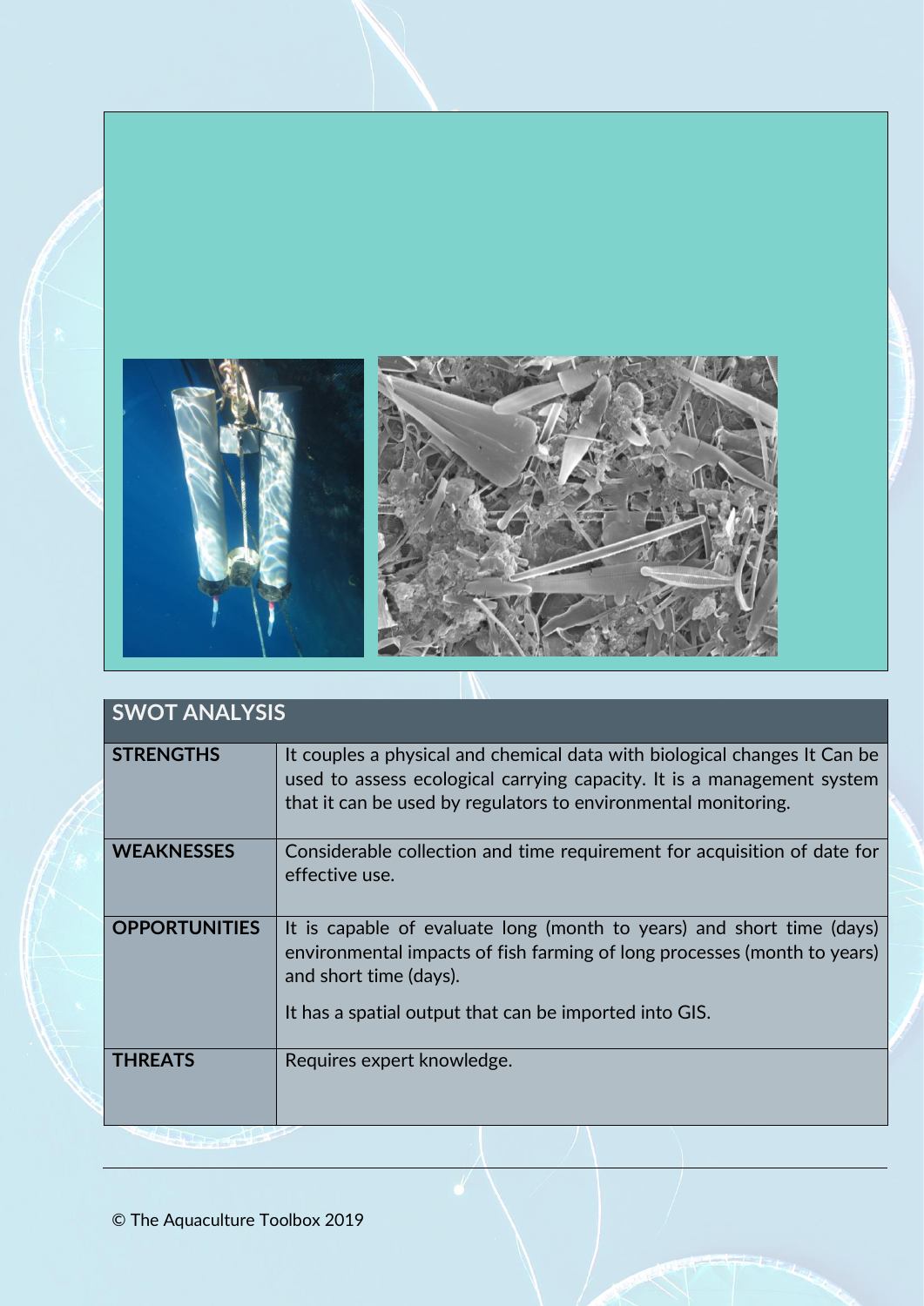| SWOT ANALYSIS | |
|---|---|
| **STRENGTHS** | It couples a physical and chemical data with biological changes It Can be used to assess ecological carrying capacity. It is a management system that it can be used by regulators to environmental monitoring. |
| **WEAKNESSES** | Considerable collection and time requirement for acquisition of date for effective use. |
| **OPPORTUNITIES** | It is capable of evaluate long (month to years) and short time (days) environmental impacts of fish farming of long processes (month to years) and short time (days).<br><br>It has a spatial output that can be imported into GIS. |
| **THREATS** | Requires expert knowledge. |

© The Aquaculture Toolbox 2019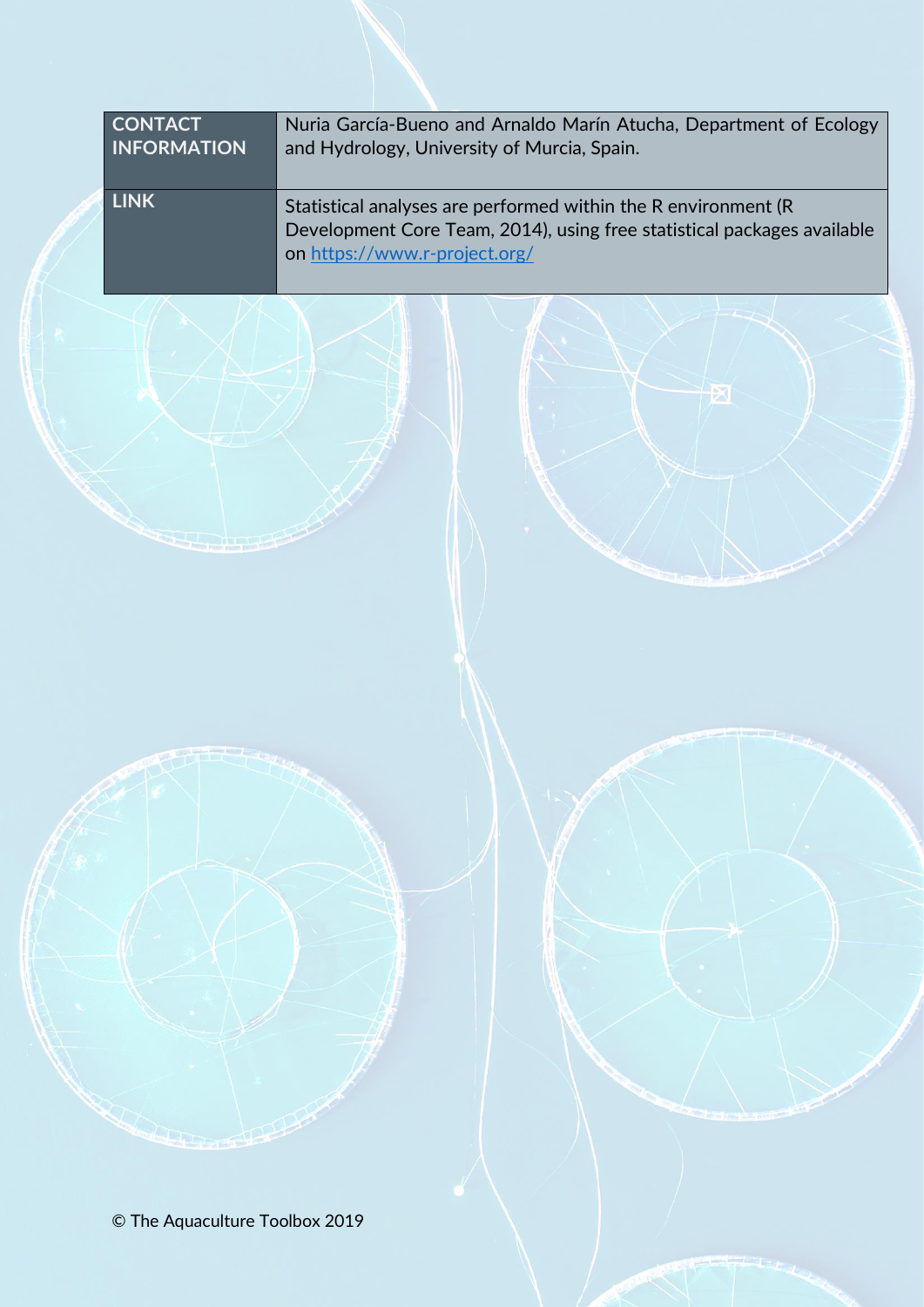| | |
|---|---|
| **CONTACT INFORMATION** | Nuria García-Bueno and Arnaldo Marín Atucha, Department of Ecology and Hydrology, University of Murcia, Spain. |
| **LINK** | Statistical analyses are performed within the R environment (R Development Core Team, 2014), using free statistical packages available on https://www.r-project.org/ |

© The Aquaculture Toolbox 2019